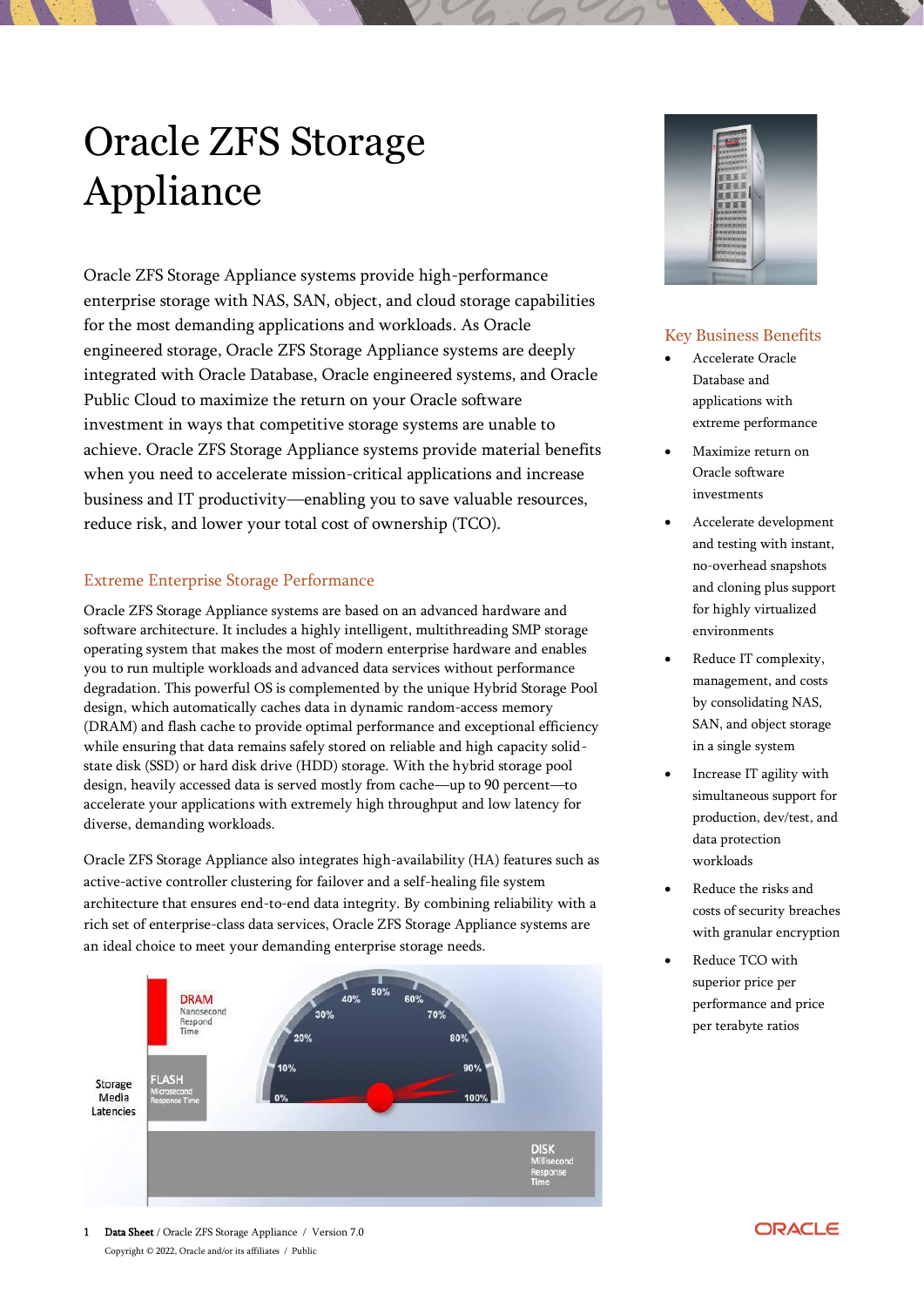# Oracle ZFS Storage Appliance

Oracle ZFS Storage Appliance systems provide high-performance enterprise storage with NAS, SAN, object, and cloud storage capabilities for the most demanding applications and workloads. As Oracle engineered storage, Oracle ZFS Storage Appliance systems are deeply integrated with Oracle Database, Oracle engineered systems, and Oracle Public Cloud to maximize the return on your Oracle software investment in ways that competitive storage systems are unable to achieve. Oracle ZFS Storage Appliance systems provide material benefits when you need to accelerate mission-critical applications and increase business and IT productivity—enabling you to save valuable resources, reduce risk, and lower your total cost of ownership (TCO).

## Extreme Enterprise Storage Performance

Oracle ZFS Storage Appliance systems are based on an advanced hardware and software architecture. It includes a highly intelligent, multithreading SMP storage operating system that makes the most of modern enterprise hardware and enables you to run multiple workloads and advanced data services without performance degradation. This powerful OS is complemented by the unique Hybrid Storage Pool design, which automatically caches data in dynamic random-access memory (DRAM) and flash cache to provide optimal performance and exceptional efficiency while ensuring that data remains safely stored on reliable and high capacity solid-state disk (SSD) or hard disk drive (HDD) storage. With the hybrid storage pool design, heavily accessed data is served mostly from cache—up to 90 percent—to accelerate your applications with extremely high throughput and low latency for diverse, demanding workloads.

Oracle ZFS Storage Appliance also integrates high-availability (HA) features such as active-active controller clustering for failover and a self-healing file system architecture that ensures end-to-end data integrity. By combining reliability with a rich set of enterprise-class data services, Oracle ZFS Storage Appliance systems are an ideal choice to meet your demanding enterprise storage needs.

## Key Business Benefits

- Accelerate Oracle Database and applications with extreme performance
- Maximize return on Oracle software investments
- Accelerate development and testing with instant, no-overhead snapshots and cloning plus support for highly virtualized environments
- Reduce IT complexity, management, and costs by consolidating NAS, SAN, and object storage in a single system
- Increase IT agility with simultaneous support for production, dev/test, and data protection workloads
- Reduce the risks and costs of security breaches with granular encryption
- Reduce TCO with superior price per performance and price per terabyte ratios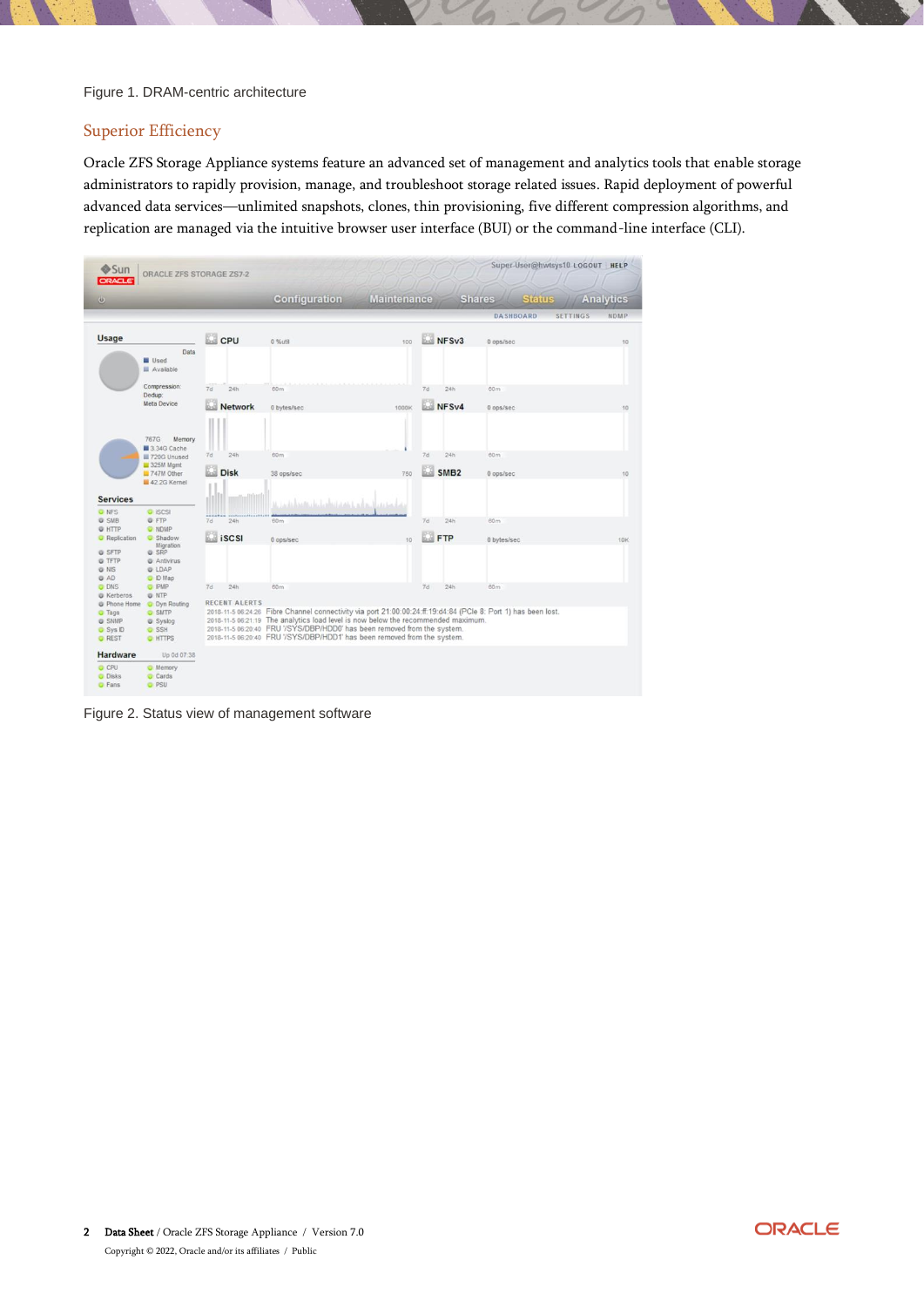Figure 1. DRAM-centric architecture

## Superior Efficiency

Oracle ZFS Storage Appliance systems feature an advanced set of management and analytics tools that enable storage administrators to rapidly provision, manage, and troubleshoot storage related issues. Rapid deployment of powerful advanced data services—unlimited snapshots, clones, thin provisioning, five different compression algorithms, and replication are managed via the intuitive browser user interface (BUI) or the command-line interface (CLI).

Figure 2. Status view of management software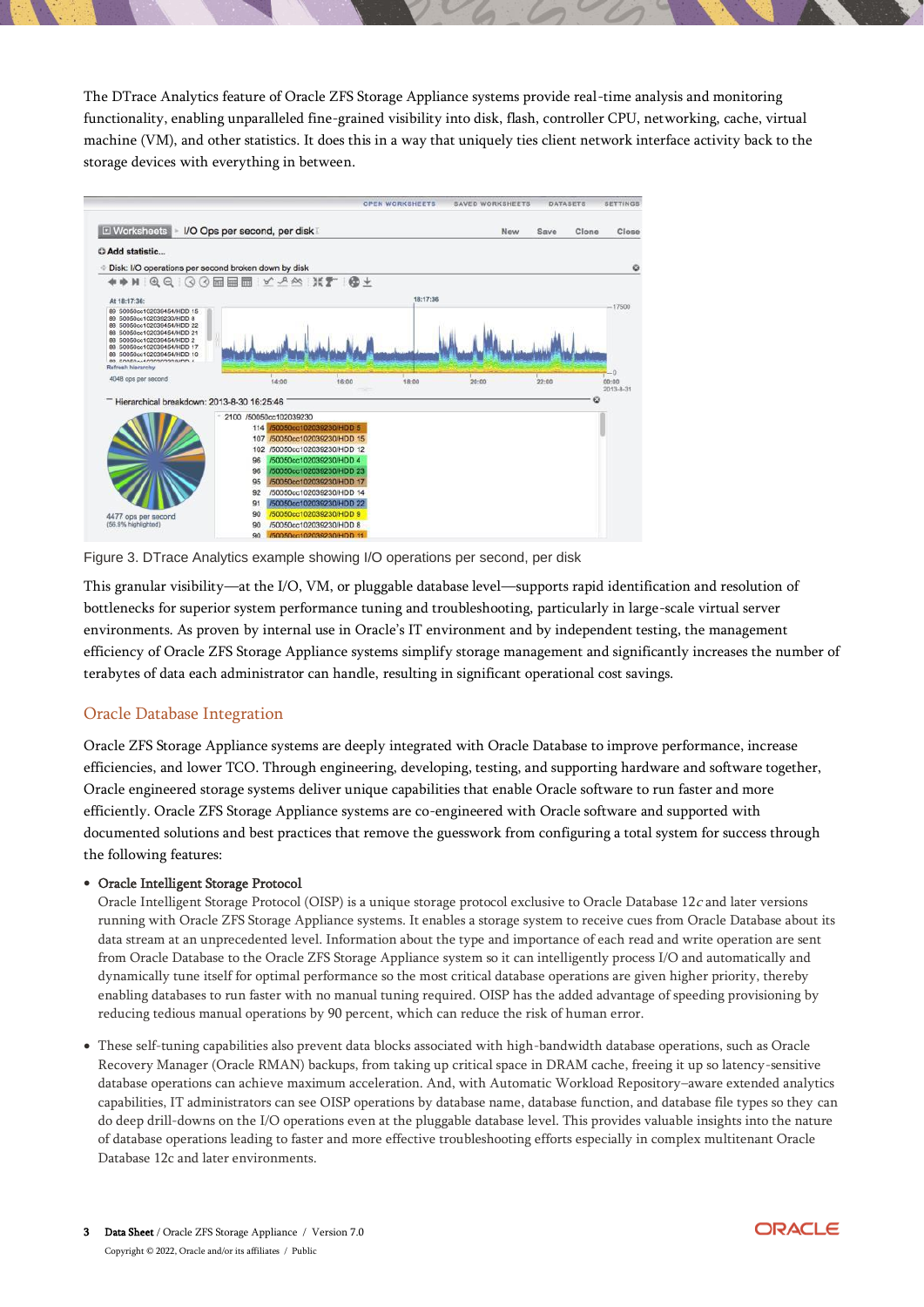The DTrace Analytics feature of Oracle ZFS Storage Appliance systems provide real-time analysis and monitoring functionality, enabling unparalleled fine-grained visibility into disk, flash, controller CPU, networking, cache, virtual machine (VM), and other statistics. It does this in a way that uniquely ties client network interface activity back to the storage devices with everything in between.

Figure 3. DTrace Analytics example showing I/O operations per second, per disk

This granular visibility—at the I/O, VM, or pluggable database level—supports rapid identification and resolution of bottlenecks for superior system performance tuning and troubleshooting, particularly in large-scale virtual server environments. As proven by internal use in Oracle's IT environment and by independent testing, the management efficiency of Oracle ZFS Storage Appliance systems simplify storage management and significantly increases the number of terabytes of data each administrator can handle, resulting in significant operational cost savings.

## Oracle Database Integration

Oracle ZFS Storage Appliance systems are deeply integrated with Oracle Database to improve performance, increase efficiencies, and lower TCO. Through engineering, developing, testing, and supporting hardware and software together, Oracle engineered storage systems deliver unique capabilities that enable Oracle software to run faster and more efficiently. Oracle ZFS Storage Appliance systems are co-engineered with Oracle software and supported with documented solutions and best practices that remove the guesswork from configuring a total system for success through the following features:

- **Oracle Intelligent Storage Protocol**
  Oracle Intelligent Storage Protocol (OISP) is a unique storage protocol exclusive to Oracle Database 12*c* and later versions running with Oracle ZFS Storage Appliance systems. It enables a storage system to receive cues from Oracle Database about its data stream at an unprecedented level. Information about the type and importance of each read and write operation are sent from Oracle Database to the Oracle ZFS Storage Appliance system so it can intelligently process I/O and automatically and dynamically tune itself for optimal performance so the most critical database operations are given higher priority, thereby enabling databases to run faster with no manual tuning required. OISP has the added advantage of speeding provisioning by reducing tedious manual operations by 90 percent, which can reduce the risk of human error.

- These self-tuning capabilities also prevent data blocks associated with high-bandwidth database operations, such as Oracle Recovery Manager (Oracle RMAN) backups, from taking up critical space in DRAM cache, freeing it up so latency-sensitive database operations can achieve maximum acceleration. And, with Automatic Workload Repository–aware extended analytics capabilities, IT administrators can see OISP operations by database name, database function, and database file types so they can do deep drill-downs on the I/O operations even at the pluggable database level. This provides valuable insights into the nature of database operations leading to faster and more effective troubleshooting efforts especially in complex multitenant Oracle Database 12c and later environments.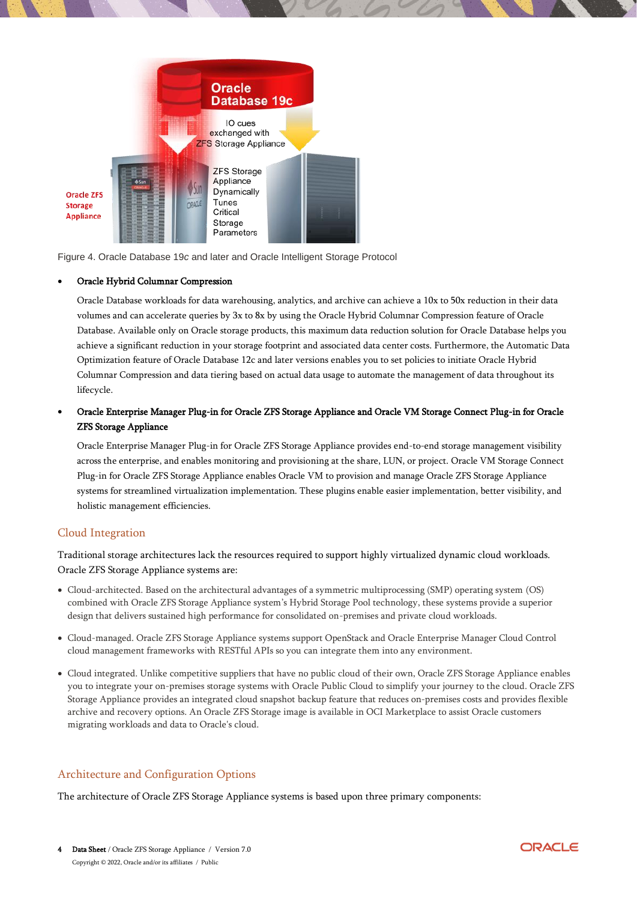Figure 4. Oracle Database 19c and later and Oracle Intelligent Storage Protocol

- **Oracle Hybrid Columnar Compression**

  Oracle Database workloads for data warehousing, analytics, and archive can achieve a 10x to 50x reduction in their data volumes and can accelerate queries by 3x to 8x by using the Oracle Hybrid Columnar Compression feature of Oracle Database. Available only on Oracle storage products, this maximum data reduction solution for Oracle Database helps you achieve a significant reduction in your storage footprint and associated data center costs. Furthermore, the Automatic Data Optimization feature of Oracle Database 12c and later versions enables you to set policies to initiate Oracle Hybrid Columnar Compression and data tiering based on actual data usage to automate the management of data throughout its lifecycle.

- **Oracle Enterprise Manager Plug-in for Oracle ZFS Storage Appliance and Oracle VM Storage Connect Plug-in for Oracle ZFS Storage Appliance**

  Oracle Enterprise Manager Plug-in for Oracle ZFS Storage Appliance provides end-to-end storage management visibility across the enterprise, and enables monitoring and provisioning at the share, LUN, or project. Oracle VM Storage Connect Plug-in for Oracle ZFS Storage Appliance enables Oracle VM to provision and manage Oracle ZFS Storage Appliance systems for streamlined virtualization implementation. These plugins enable easier implementation, better visibility, and holistic management efficiencies.

## Cloud Integration

Traditional storage architectures lack the resources required to support highly virtualized dynamic cloud workloads. Oracle ZFS Storage Appliance systems are:

- Cloud-architected. Based on the architectural advantages of a symmetric multiprocessing (SMP) operating system (OS) combined with Oracle ZFS Storage Appliance system's Hybrid Storage Pool technology, these systems provide a superior design that delivers sustained high performance for consolidated on-premises and private cloud workloads.
- Cloud-managed. Oracle ZFS Storage Appliance systems support OpenStack and Oracle Enterprise Manager Cloud Control cloud management frameworks with RESTful APIs so you can integrate them into any environment.
- Cloud integrated. Unlike competitive suppliers that have no public cloud of their own, Oracle ZFS Storage Appliance enables you to integrate your on-premises storage systems with Oracle Public Cloud to simplify your journey to the cloud. Oracle ZFS Storage Appliance provides an integrated cloud snapshot backup feature that reduces on-premises costs and provides flexible archive and recovery options. An Oracle ZFS Storage image is available in OCI Marketplace to assist Oracle customers migrating workloads and data to Oracle's cloud.

## Architecture and Configuration Options

The architecture of Oracle ZFS Storage Appliance systems is based upon three primary components: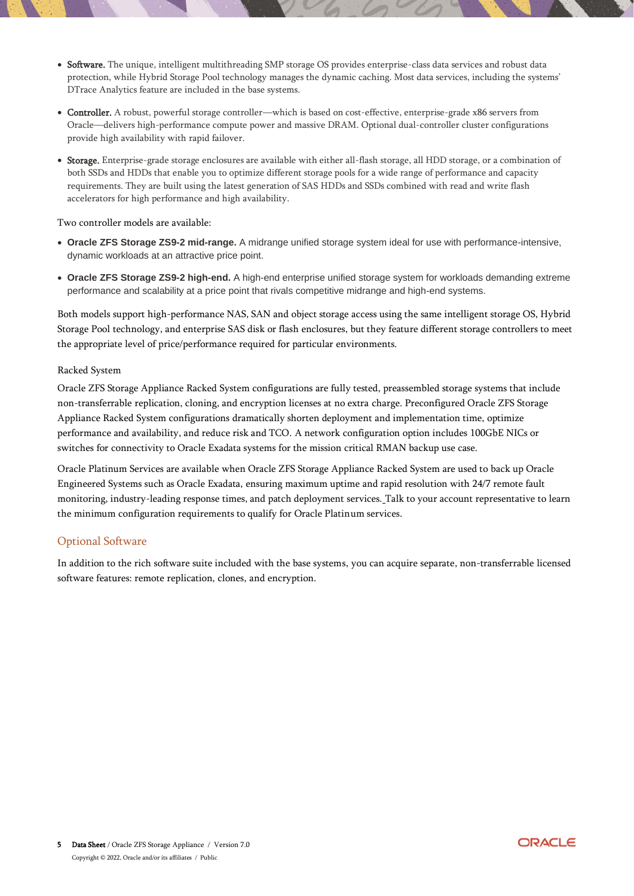- **Software.** The unique, intelligent multithreading SMP storage OS provides enterprise-class data services and robust data protection, while Hybrid Storage Pool technology manages the dynamic caching. Most data services, including the systems' DTrace Analytics feature are included in the base systems.
- **Controller.** A robust, powerful storage controller—which is based on cost-effective, enterprise-grade x86 servers from Oracle—delivers high-performance compute power and massive DRAM. Optional dual-controller cluster configurations provide high availability with rapid failover.
- **Storage.** Enterprise-grade storage enclosures are available with either all-flash storage, all HDD storage, or a combination of both SSDs and HDDs that enable you to optimize different storage pools for a wide range of performance and capacity requirements. They are built using the latest generation of SAS HDDs and SSDs combined with read and write flash accelerators for high performance and high availability.

Two controller models are available:

- **Oracle ZFS Storage ZS9-2 mid-range.** A midrange unified storage system ideal for use with performance-intensive, dynamic workloads at an attractive price point.
- **Oracle ZFS Storage ZS9-2 high-end.** A high-end enterprise unified storage system for workloads demanding extreme performance and scalability at a price point that rivals competitive midrange and high-end systems.

Both models support high-performance NAS, SAN and object storage access using the same intelligent storage OS, Hybrid Storage Pool technology, and enterprise SAS disk or flash enclosures, but they feature different storage controllers to meet the appropriate level of price/performance required for particular environments.

Racked System

Oracle ZFS Storage Appliance Racked System configurations are fully tested, preassembled storage systems that include non-transferrable replication, cloning, and encryption licenses at no extra charge. Preconfigured Oracle ZFS Storage Appliance Racked System configurations dramatically shorten deployment and implementation time, optimize performance and availability, and reduce risk and TCO. A network configuration option includes 100GbE NICs or switches for connectivity to Oracle Exadata systems for the mission critical RMAN backup use case.

Oracle Platinum Services are available when Oracle ZFS Storage Appliance Racked System are used to back up Oracle Engineered Systems such as Oracle Exadata, ensuring maximum uptime and rapid resolution with 24/7 remote fault monitoring, industry-leading response times, and patch deployment services. Talk to your account representative to learn the minimum configuration requirements to qualify for Oracle Platinum services.

## Optional Software

In addition to the rich software suite included with the base systems, you can acquire separate, non-transferrable licensed software features: remote replication, clones, and encryption.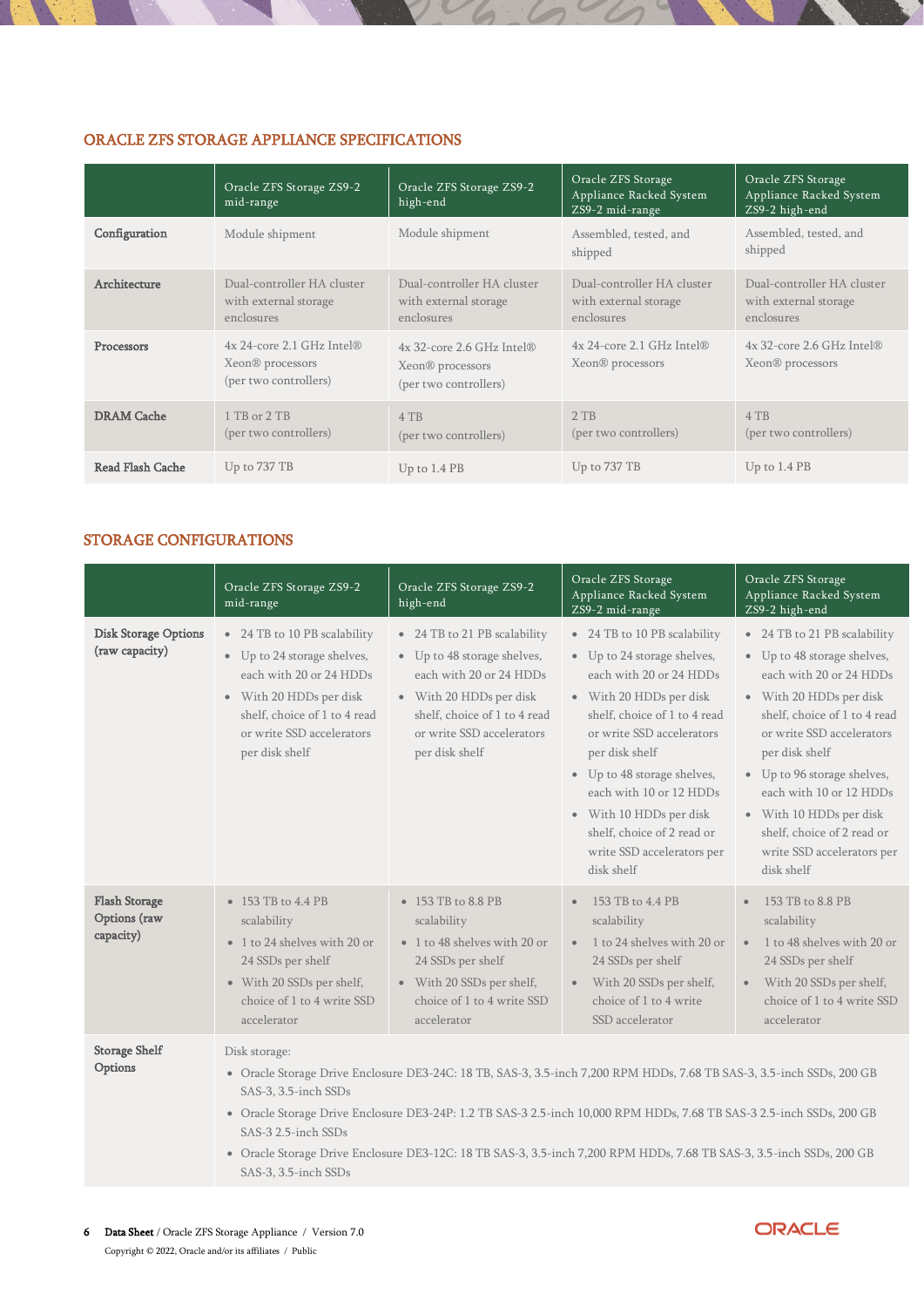## ORACLE ZFS STORAGE APPLIANCE SPECIFICATIONS

| | Oracle ZFS Storage ZS9-2 mid-range | Oracle ZFS Storage ZS9-2 high-end | Oracle ZFS Storage Appliance Racked System ZS9-2 mid-range | Oracle ZFS Storage Appliance Racked System ZS9-2 high-end |
|---|---|---|---|---|
| **Configuration** | Module shipment | Module shipment | Assembled, tested, and shipped | Assembled, tested, and shipped |
| **Architecture** | Dual-controller HA cluster with external storage enclosures | Dual-controller HA cluster with external storage enclosures | Dual-controller HA cluster with external storage enclosures | Dual-controller HA cluster with external storage enclosures |
| **Processors** | 4x 24-core 2.1 GHz Intel® Xeon® processors (per two controllers) | 4x 32-core 2.6 GHz Intel® Xeon® processors (per two controllers) | 4x 24-core 2.1 GHz Intel® Xeon® processors | 4x 32-core 2.6 GHz Intel® Xeon® processors |
| **DRAM Cache** | 1 TB or 2 TB (per two controllers) | 4 TB (per two controllers) | 2 TB (per two controllers) | 4 TB (per two controllers) |
| **Read Flash Cache** | Up to 737 TB | Up to 1.4 PB | Up to 737 TB | Up to 1.4 PB |

## STORAGE CONFIGURATIONS

| | Oracle ZFS Storage ZS9-2 mid-range | Oracle ZFS Storage ZS9-2 high-end | Oracle ZFS Storage Appliance Racked System ZS9-2 mid-range | Oracle ZFS Storage Appliance Racked System ZS9-2 high-end |
|---|---|---|---|---|
| **Disk Storage Options (raw capacity)** | • 24 TB to 10 PB scalability<br>• Up to 24 storage shelves, each with 20 or 24 HDDs<br>• With 20 HDDs per disk shelf, choice of 1 to 4 read or write SSD accelerators per disk shelf | • 24 TB to 21 PB scalability<br>• Up to 48 storage shelves, each with 20 or 24 HDDs<br>• With 20 HDDs per disk shelf, choice of 1 to 4 read or write SSD accelerators per disk shelf | • 24 TB to 10 PB scalability<br>• Up to 24 storage shelves, each with 20 or 24 HDDs<br>• With 20 HDDs per disk shelf, choice of 1 to 4 read or write SSD accelerators per disk shelf<br>• Up to 48 storage shelves, each with 10 or 12 HDDs<br>• With 10 HDDs per disk shelf, choice of 2 read or write SSD accelerators per disk shelf | • 24 TB to 21 PB scalability<br>• Up to 48 storage shelves, each with 20 or 24 HDDs<br>• With 20 HDDs per disk shelf, choice of 1 to 4 read or write SSD accelerators per disk shelf<br>• Up to 96 storage shelves, each with 10 or 12 HDDs<br>• With 10 HDDs per disk shelf, choice of 2 read or write SSD accelerators per disk shelf |
| **Flash Storage Options (raw capacity)** | • 153 TB to 4.4 PB scalability<br>• 1 to 24 shelves with 20 or 24 SSDs per shelf<br>• With 20 SSDs per shelf, choice of 1 to 4 write SSD accelerator | • 153 TB to 8.8 PB scalability<br>• 1 to 48 shelves with 20 or 24 SSDs per shelf<br>• With 20 SSDs per shelf, choice of 1 to 4 write SSD accelerator | • 153 TB to 4.4 PB scalability<br>• 1 to 24 shelves with 20 or 24 SSDs per shelf<br>• With 20 SSDs per shelf, choice of 1 to 4 write SSD accelerator | • 153 TB to 8.8 PB scalability<br>• 1 to 48 shelves with 20 or 24 SSDs per shelf<br>• With 20 SSDs per shelf, choice of 1 to 4 write SSD accelerator |
| **Storage Shelf Options** | Disk storage:<br>• Oracle Storage Drive Enclosure DE3-24C: 18 TB, SAS-3, 3.5-inch 7,200 RPM HDDs, 7.68 TB SAS-3, 3.5-inch SSDs, 200 GB SAS-3, 3.5-inch SSDs<br>• Oracle Storage Drive Enclosure DE3-24P: 1.2 TB SAS-3 2.5-inch 10,000 RPM HDDs, 7.68 TB SAS-3 2.5-inch SSDs, 200 GB SAS-3 2.5-inch SSDs<br>• Oracle Storage Drive Enclosure DE3-12C: 18 TB SAS-3, 3.5-inch 7,200 RPM HDDs, 7.68 TB SAS-3, 3.5-inch SSDs, 200 GB SAS-3, 3.5-inch SSDs | | | |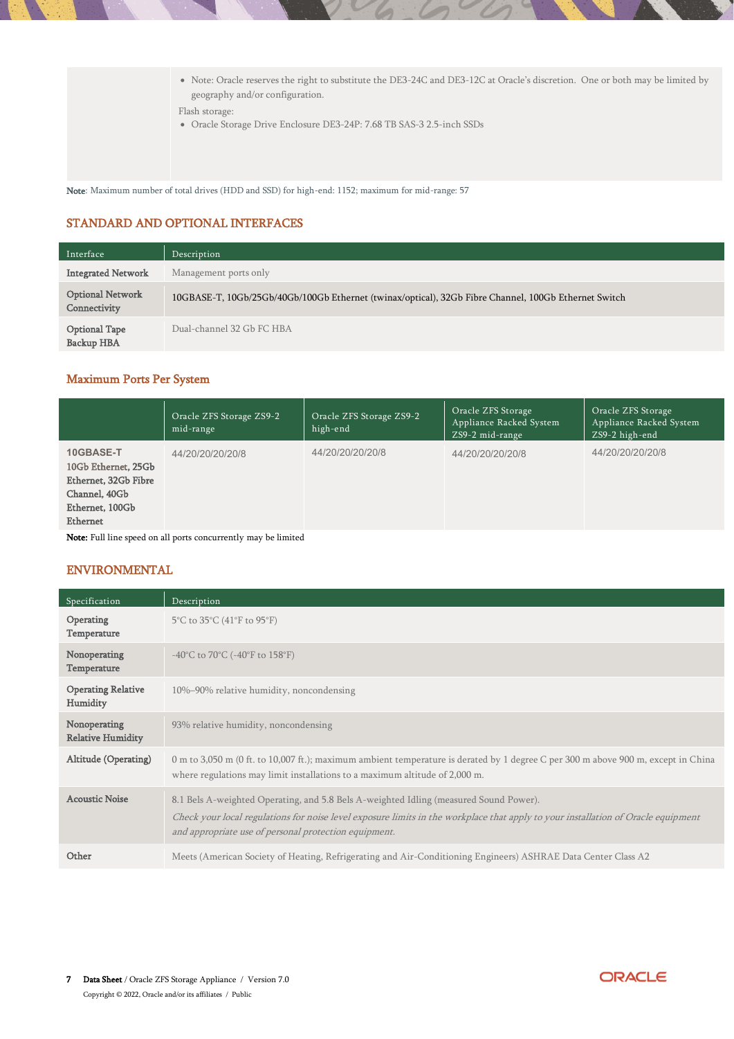| | |
|---|---|
| | • Note: Oracle reserves the right to substitute the DE3-24C and DE3-12C at Oracle's discretion. One or both may be limited by geography and/or configuration.<br>Flash storage:<br>• Oracle Storage Drive Enclosure DE3-24P: 7.68 TB SAS-3 2.5-inch SSDs |

**Note**: Maximum number of total drives (HDD and SSD) for high-end: 1152; maximum for mid-range: 57

## STANDARD AND OPTIONAL INTERFACES

| Interface | Description |
|---|---|
| **Integrated Network** | Management ports only |
| **Optional Network Connectivity** | 10GBASE-T, 10Gb/25Gb/40Gb/100Gb Ethernet (twinax/optical), 32Gb Fibre Channel, 100Gb Ethernet Switch |
| **Optional Tape Backup HBA** | Dual-channel 32 Gb FC HBA |

### Maximum Ports Per System

| | Oracle ZFS Storage ZS9-2 mid-range | Oracle ZFS Storage ZS9-2 high-end | Oracle ZFS Storage Appliance Racked System ZS9-2 mid-range | Oracle ZFS Storage Appliance Racked System ZS9-2 high-end |
|---|---|---|---|---|
| **10GBASE-T 10Gb Ethernet, 25Gb Ethernet, 32Gb Fibre Channel, 40Gb Ethernet, 100Gb Ethernet** | 44/20/20/20/20/8 | 44/20/20/20/20/8 | 44/20/20/20/20/8 | 44/20/20/20/20/8 |

**Note:** Full line speed on all ports concurrently may be limited

## ENVIRONMENTAL

| Specification | Description |
|---|---|
| **Operating Temperature** | 5°C to 35°C (41°F to 95°F) |
| **Nonoperating Temperature** | -40°C to 70°C (-40°F to 158°F) |
| **Operating Relative Humidity** | 10%–90% relative humidity, noncondensing |
| **Nonoperating Relative Humidity** | 93% relative humidity, noncondensing |
| **Altitude (Operating)** | 0 m to 3,050 m (0 ft. to 10,007 ft.); maximum ambient temperature is derated by 1 degree C per 300 m above 900 m, except in China where regulations may limit installations to a maximum altitude of 2,000 m. |
| **Acoustic Noise** | 8.1 Bels A-weighted Operating, and 5.8 Bels A-weighted Idling (measured Sound Power).<br>*Check your local regulations for noise level exposure limits in the workplace that apply to your installation of Oracle equipment and appropriate use of personal protection equipment.* |
| **Other** | Meets (American Society of Heating, Refrigerating and Air-Conditioning Engineers) ASHRAE Data Center Class A2 |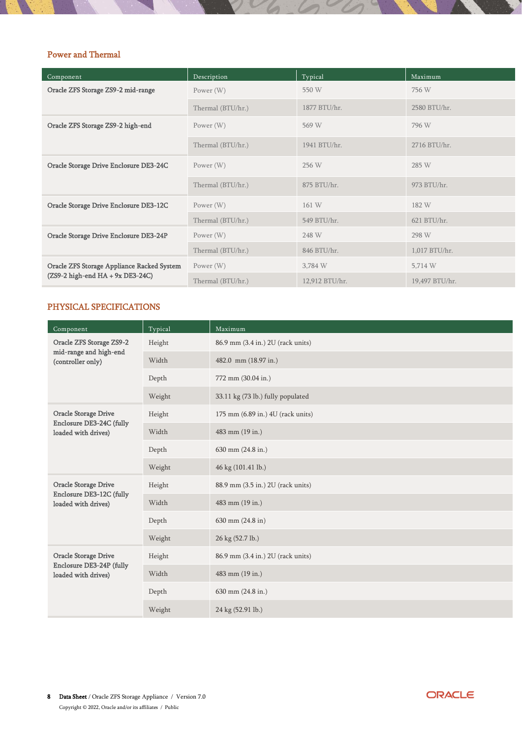## Power and Thermal

| Component | Description | Typical | Maximum |
|---|---|---|---|
| Oracle ZFS Storage ZS9-2 mid-range | Power (W) | 550 W | 756 W |
| | Thermal (BTU/hr.) | 1877 BTU/hr. | 2580 BTU/hr. |
| Oracle ZFS Storage ZS9-2 high-end | Power (W) | 569 W | 796 W |
| | Thermal (BTU/hr.) | 1941 BTU/hr. | 2716 BTU/hr. |
| Oracle Storage Drive Enclosure DE3-24C | Power (W) | 256 W | 285 W |
| | Thermal (BTU/hr.) | 875 BTU/hr. | 973 BTU/hr. |
| Oracle Storage Drive Enclosure DE3-12C | Power (W) | 161 W | 182 W |
| | Thermal (BTU/hr.) | 549 BTU/hr. | 621 BTU/hr. |
| Oracle Storage Drive Enclosure DE3-24P | Power (W) | 248 W | 298 W |
| | Thermal (BTU/hr.) | 846 BTU/hr. | 1,017 BTU/hr. |
| Oracle ZFS Storage Appliance Racked System (ZS9-2 high-end HA + 9x DE3-24C) | Power (W) | 3,784 W | 5,714 W |
| | Thermal (BTU/hr.) | 12,912 BTU/hr. | 19,497 BTU/hr. |

## PHYSICAL SPECIFICATIONS

| Component | Typical | Maximum |
|---|---|---|
| Oracle ZFS Storage ZS9-2 mid-range and high-end (controller only) | Height | 86.9 mm (3.4 in.) 2U (rack units) |
| | Width | 482.0 mm (18.97 in.) |
| | Depth | 772 mm (30.04 in.) |
| | Weight | 33.11 kg (73 lb.) fully populated |
| Oracle Storage Drive Enclosure DE3-24C (fully loaded with drives) | Height | 175 mm (6.89 in.) 4U (rack units) |
| | Width | 483 mm (19 in.) |
| | Depth | 630 mm (24.8 in.) |
| | Weight | 46 kg (101.41 lb.) |
| Oracle Storage Drive Enclosure DE3-12C (fully loaded with drives) | Height | 88.9 mm (3.5 in.) 2U (rack units) |
| | Width | 483 mm (19 in.) |
| | Depth | 630 mm (24.8 in) |
| | Weight | 26 kg (52.7 lb.) |
| Oracle Storage Drive Enclosure DE3-24P (fully loaded with drives) | Height | 86.9 mm (3.4 in.) 2U (rack units) |
| | Width | 483 mm (19 in.) |
| | Depth | 630 mm (24.8 in.) |
| | Weight | 24 kg (52.91 lb.) |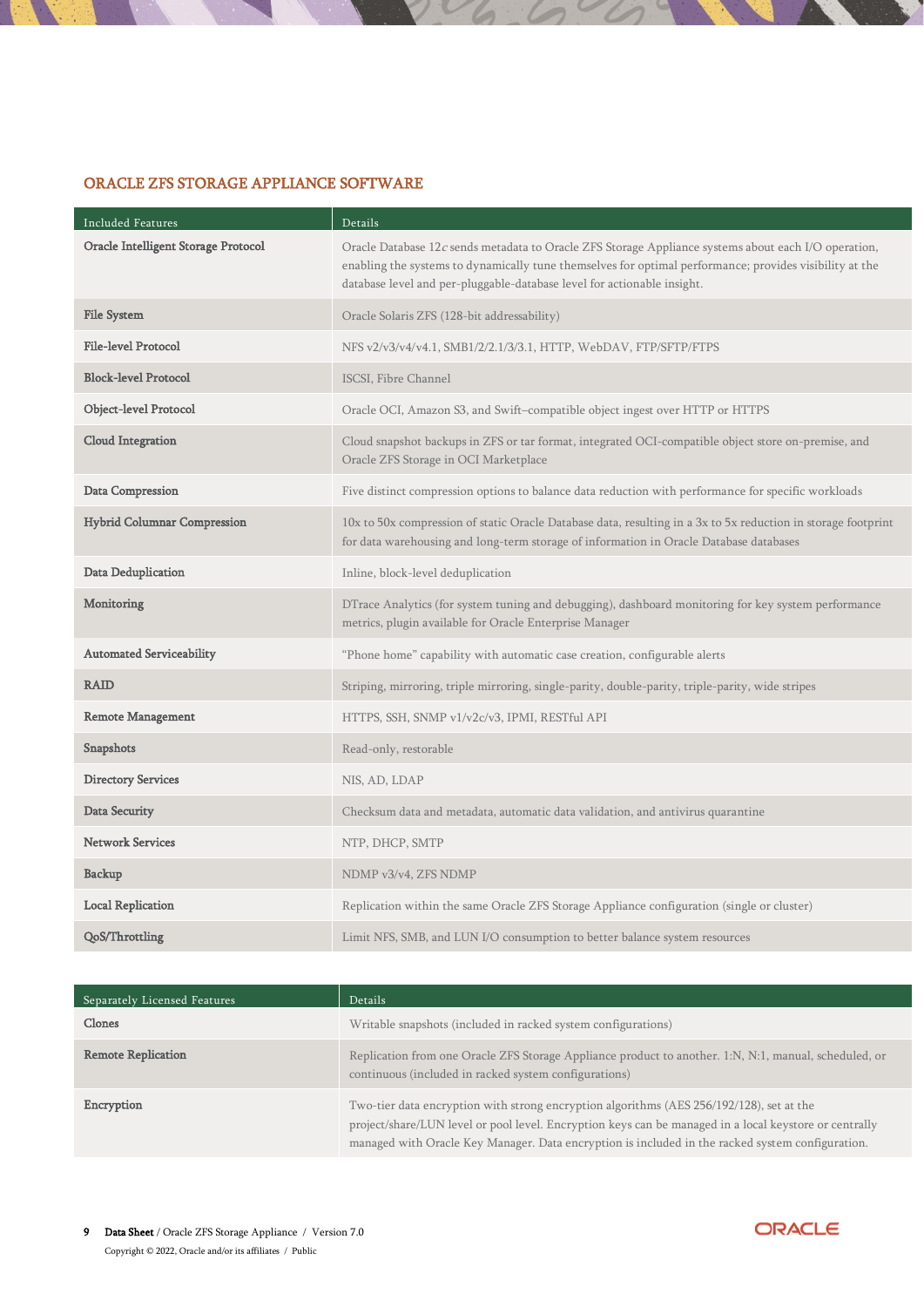## ORACLE ZFS STORAGE APPLIANCE SOFTWARE

| Included Features | Details |
|---|---|
| Oracle Intelligent Storage Protocol | Oracle Database 12*c* sends metadata to Oracle ZFS Storage Appliance systems about each I/O operation, enabling the systems to dynamically tune themselves for optimal performance; provides visibility at the database level and per-pluggable-database level for actionable insight. |
| File System | Oracle Solaris ZFS (128-bit addressability) |
| File-level Protocol | NFS v2/v3/v4/v4.1, SMB1/2/2.1/3/3.1, HTTP, WebDAV, FTP/SFTP/FTPS |
| Block-level Protocol | ISCSI, Fibre Channel |
| Object-level Protocol | Oracle OCI, Amazon S3, and Swift–compatible object ingest over HTTP or HTTPS |
| Cloud Integration | Cloud snapshot backups in ZFS or tar format, integrated OCI-compatible object store on-premise, and Oracle ZFS Storage in OCI Marketplace |
| Data Compression | Five distinct compression options to balance data reduction with performance for specific workloads |
| Hybrid Columnar Compression | 10x to 50x compression of static Oracle Database data, resulting in a 3x to 5x reduction in storage footprint for data warehousing and long-term storage of information in Oracle Database databases |
| Data Deduplication | Inline, block-level deduplication |
| Monitoring | DTrace Analytics (for system tuning and debugging), dashboard monitoring for key system performance metrics, plugin available for Oracle Enterprise Manager |
| Automated Serviceability | "Phone home" capability with automatic case creation, configurable alerts |
| RAID | Striping, mirroring, triple mirroring, single-parity, double-parity, triple-parity, wide stripes |
| Remote Management | HTTPS, SSH, SNMP v1/v2c/v3, IPMI, RESTful API |
| Snapshots | Read-only, restorable |
| Directory Services | NIS, AD, LDAP |
| Data Security | Checksum data and metadata, automatic data validation, and antivirus quarantine |
| Network Services | NTP, DHCP, SMTP |
| Backup | NDMP v3/v4, ZFS NDMP |
| Local Replication | Replication within the same Oracle ZFS Storage Appliance configuration (single or cluster) |
| QoS/Throttling | Limit NFS, SMB, and LUN I/O consumption to better balance system resources |

| Separately Licensed Features | Details |
|---|---|
| Clones | Writable snapshots (included in racked system configurations) |
| Remote Replication | Replication from one Oracle ZFS Storage Appliance product to another. 1:N, N:1, manual, scheduled, or continuous (included in racked system configurations) |
| Encryption | Two-tier data encryption with strong encryption algorithms (AES 256/192/128), set at the project/share/LUN level or pool level. Encryption keys can be managed in a local keystore or centrally managed with Oracle Key Manager. Data encryption is included in the racked system configuration. |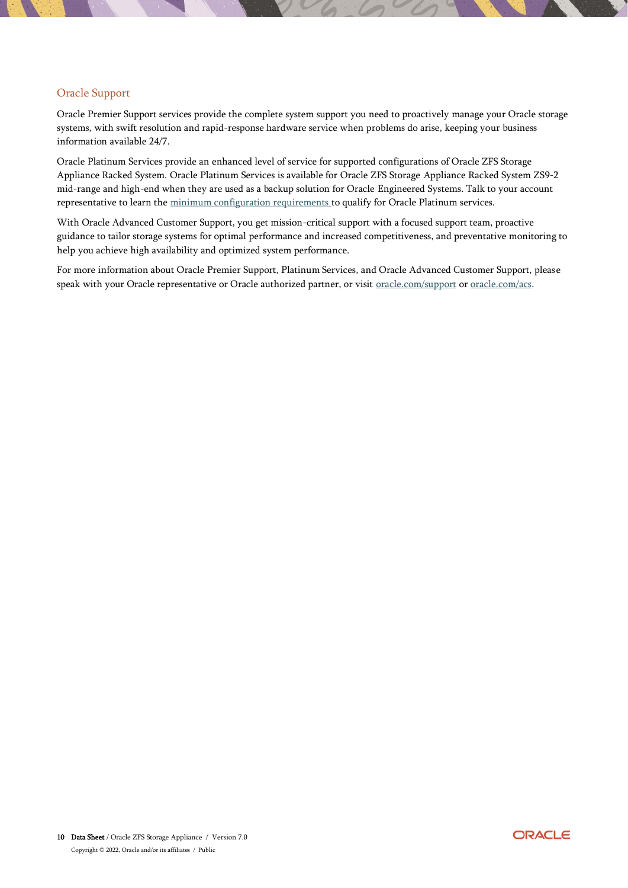## Oracle Support

Oracle Premier Support services provide the complete system support you need to proactively manage your Oracle storage systems, with swift resolution and rapid-response hardware service when problems do arise, keeping your business information available 24/7.

Oracle Platinum Services provide an enhanced level of service for supported configurations of Oracle ZFS Storage Appliance Racked System. Oracle Platinum Services is available for Oracle ZFS Storage Appliance Racked System ZS9-2 mid-range and high-end when they are used as a backup solution for Oracle Engineered Systems. Talk to your account representative to learn the minimum configuration requirements to qualify for Oracle Platinum services.

With Oracle Advanced Customer Support, you get mission-critical support with a focused support team, proactive guidance to tailor storage systems for optimal performance and increased competitiveness, and preventative monitoring to help you achieve high availability and optimized system performance.

For more information about Oracle Premier Support, Platinum Services, and Oracle Advanced Customer Support, please speak with your Oracle representative or Oracle authorized partner, or visit oracle.com/support or oracle.com/acs.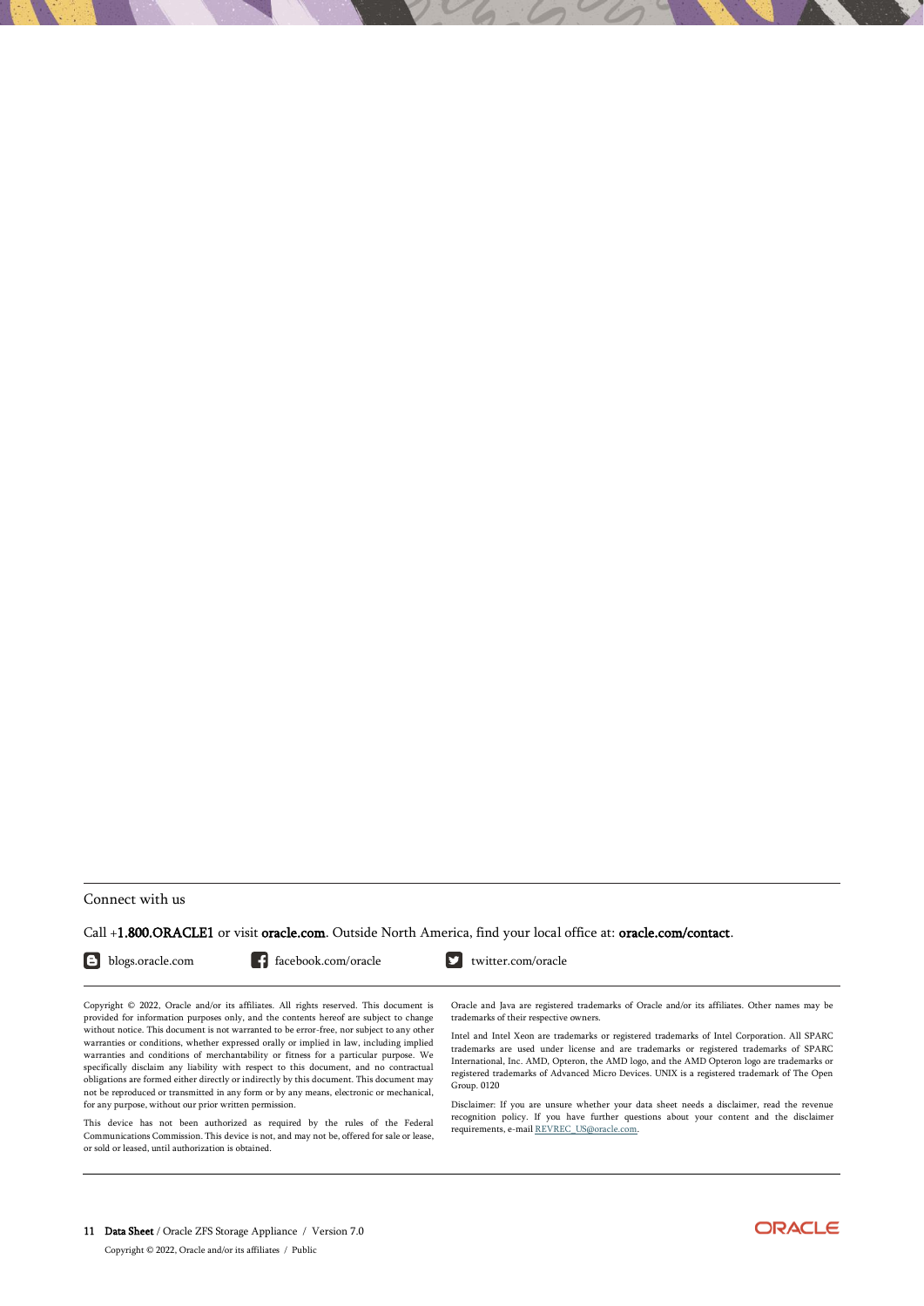Connect with us

Call +**1.800.ORACLE1** or visit **oracle.com**. Outside North America, find your local office at: **oracle.com/contact**.

blogs.oracle.com        facebook.com/oracle        twitter.com/oracle

Copyright © 2022, Oracle and/or its affiliates. All rights reserved. This document is provided for information purposes only, and the contents hereof are subject to change without notice. This document is not warranted to be error-free, nor subject to any other warranties or conditions, whether expressed orally or implied in law, including implied warranties and conditions of merchantability or fitness for a particular purpose. We specifically disclaim any liability with respect to this document, and no contractual obligations are formed either directly or indirectly by this document. This document may not be reproduced or transmitted in any form or by any means, electronic or mechanical, for any purpose, without our prior written permission.

This device has not been authorized as required by the rules of the Federal Communications Commission. This device is not, and may not be, offered for sale or lease, or sold or leased, until authorization is obtained.

Oracle and Java are registered trademarks of Oracle and/or its affiliates. Other names may be trademarks of their respective owners.

Intel and Intel Xeon are trademarks or registered trademarks of Intel Corporation. All SPARC trademarks are used under license and are trademarks or registered trademarks of SPARC International, Inc. AMD, Opteron, the AMD logo, and the AMD Opteron logo are trademarks or registered trademarks of Advanced Micro Devices. UNIX is a registered trademark of The Open Group. 0120

Disclaimer: If you are unsure whether your data sheet needs a disclaimer, read the revenue recognition policy. If you have further questions about your content and the disclaimer requirements, e-mail REVREC_US@oracle.com.